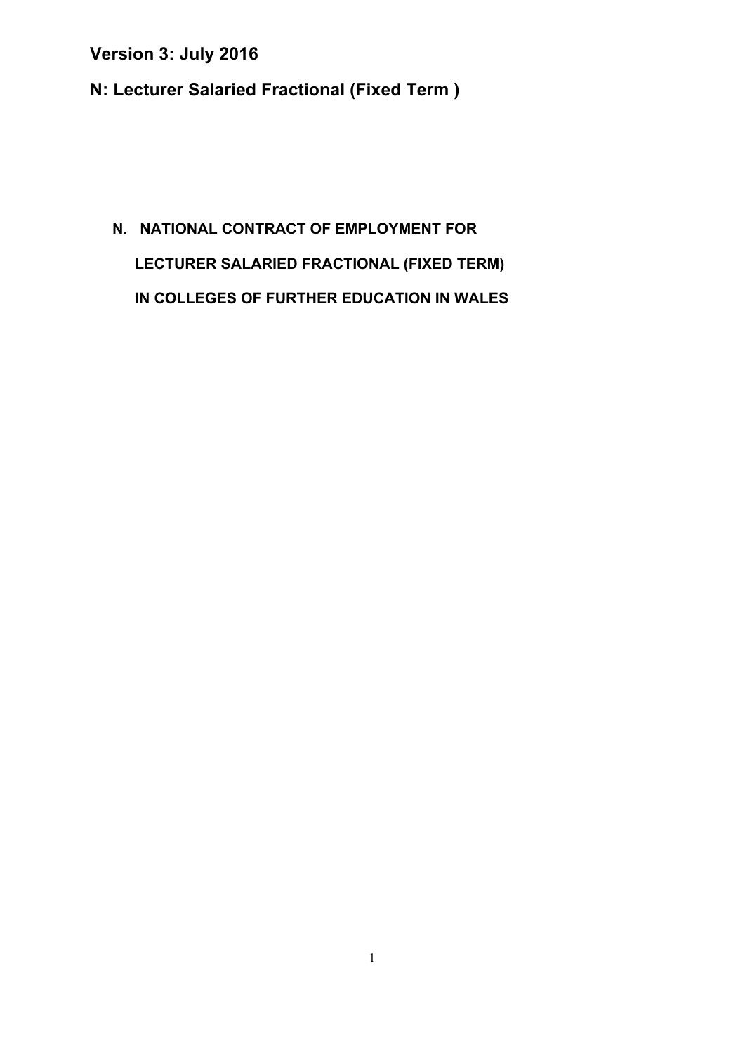**Version 3: July 2016**

**N: Lecturer Salaried Fractional (Fixed Term )**

# N. NATIONAL CONTRACT OF EMPLOYMENT FOR LECTURER SALARIED FRACTIONAL (FIXED TERM) IN COLLEGES OF FURTHER EDUCATION IN WALES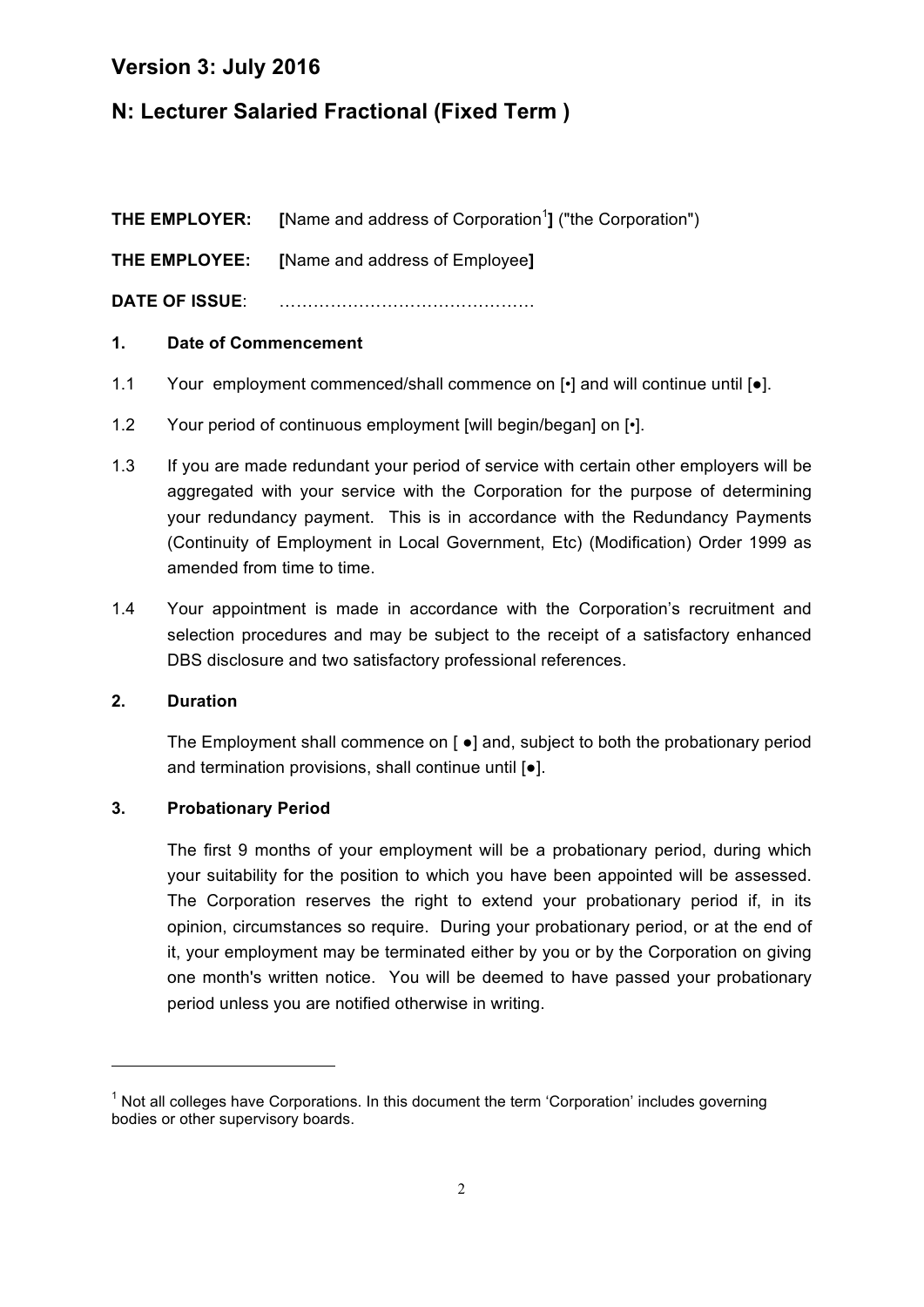## Version 3: July 2016

## N: Lecturer Salaried Fractional (Fixed Term )

**THE EMPLOYER:** **[**Name and address of Corporation[1]**]** ("the Corporation")

**THE EMPLOYEE:** **[**Name and address of Employee**]**

**DATE OF ISSUE**: ………………………………………

**1. Date of Commencement**

1.1 Your employment commenced/shall commence on [•] and will continue until [●].

1.2 Your period of continuous employment [will begin/began] on [•].

1.3 If you are made redundant your period of service with certain other employers will be aggregated with your service with the Corporation for the purpose of determining your redundancy payment. This is in accordance with the Redundancy Payments (Continuity of Employment in Local Government, Etc) (Modification) Order 1999 as amended from time to time.

1.4 Your appointment is made in accordance with the Corporation's recruitment and selection procedures and may be subject to the receipt of a satisfactory enhanced DBS disclosure and two satisfactory professional references.

**2. Duration**

The Employment shall commence on [ ●] and, subject to both the probationary period and termination provisions, shall continue until [●].

**3. Probationary Period**

The first 9 months of your employment will be a probationary period, during which your suitability for the position to which you have been appointed will be assessed. The Corporation reserves the right to extend your probationary period if, in its opinion, circumstances so require. During your probationary period, or at the end of it, your employment may be terminated either by you or by the Corporation on giving one month's written notice. You will be deemed to have passed your probationary period unless you are notified otherwise in writing.

---

[1] Not all colleges have Corporations. In this document the term 'Corporation' includes governing bodies or other supervisory boards.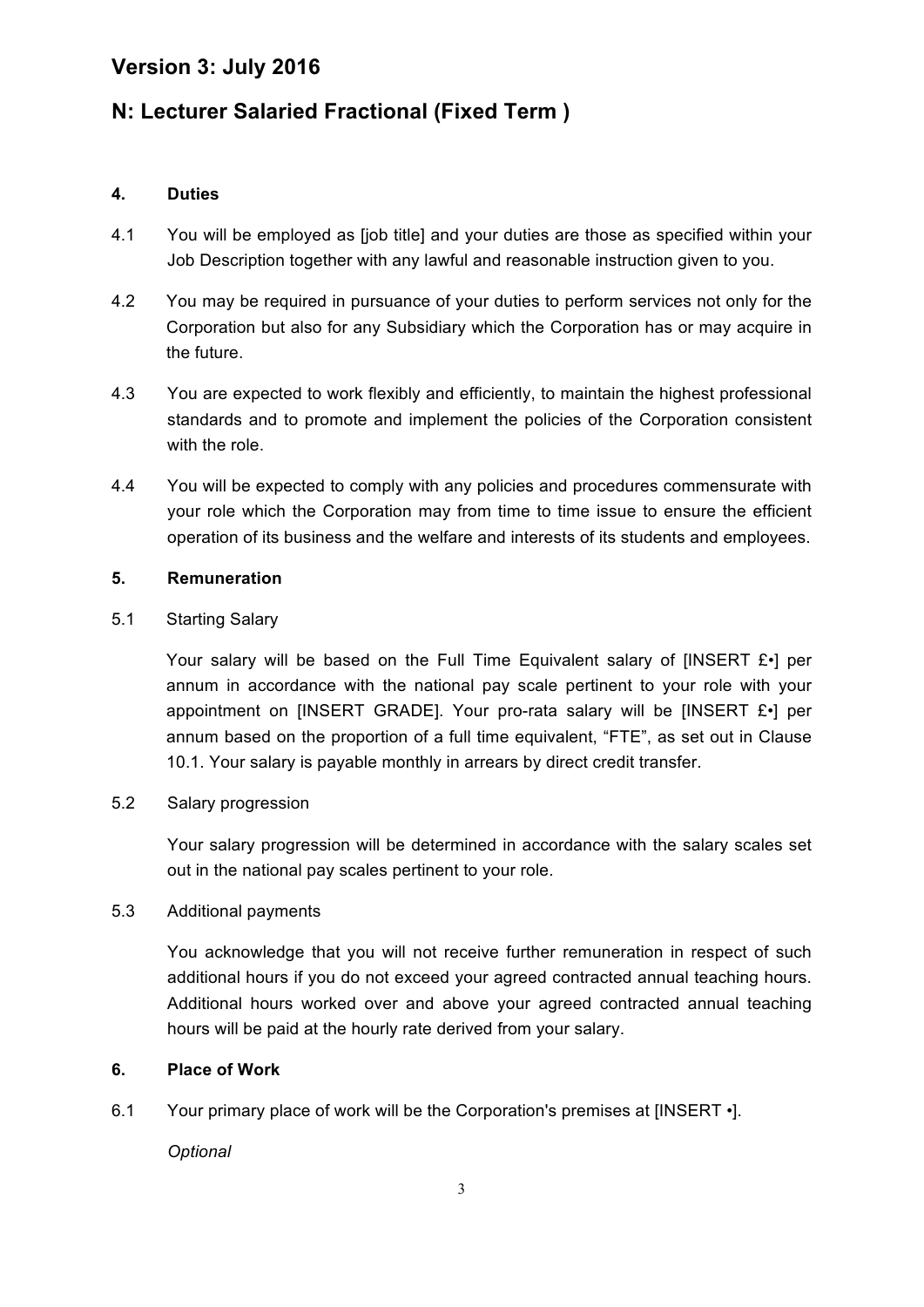# Version 3: July 2016

# N: Lecturer Salaried Fractional (Fixed Term )

### 4. Duties

4.1 You will be employed as [job title] and your duties are those as specified within your Job Description together with any lawful and reasonable instruction given to you.

4.2 You may be required in pursuance of your duties to perform services not only for the Corporation but also for any Subsidiary which the Corporation has or may acquire in the future.

4.3 You are expected to work flexibly and efficiently, to maintain the highest professional standards and to promote and implement the policies of the Corporation consistent with the role.

4.4 You will be expected to comply with any policies and procedures commensurate with your role which the Corporation may from time to time issue to ensure the efficient operation of its business and the welfare and interests of its students and employees.

### 5. Remuneration

5.1 Starting Salary

Your salary will be based on the Full Time Equivalent salary of [INSERT £•] per annum in accordance with the national pay scale pertinent to your role with your appointment on [INSERT GRADE]. Your pro-rata salary will be [INSERT £•] per annum based on the proportion of a full time equivalent, "FTE", as set out in Clause 10.1. Your salary is payable monthly in arrears by direct credit transfer.

5.2 Salary progression

Your salary progression will be determined in accordance with the salary scales set out in the national pay scales pertinent to your role.

5.3 Additional payments

You acknowledge that you will not receive further remuneration in respect of such additional hours if you do not exceed your agreed contracted annual teaching hours. Additional hours worked over and above your agreed contracted annual teaching hours will be paid at the hourly rate derived from your salary.

### 6. Place of Work

6.1 Your primary place of work will be the Corporation's premises at [INSERT •].

*Optional*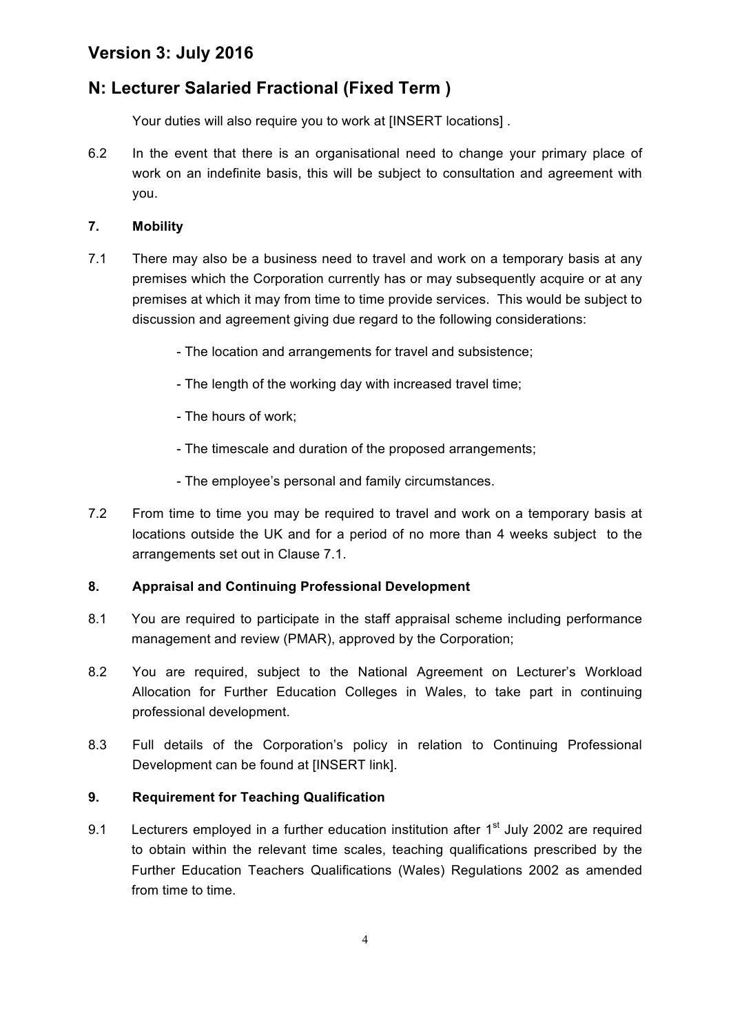Your duties will also require you to work at [INSERT locations] .

6.2 In the event that there is an organisational need to change your primary place of work on an indefinite basis, this will be subject to consultation and agreement with you.

**7. Mobility**

7.1 There may also be a business need to travel and work on a temporary basis at any premises which the Corporation currently has or may subsequently acquire or at any premises at which it may from time to time provide services. This would be subject to discussion and agreement giving due regard to the following considerations:

- The location and arrangements for travel and subsistence;
- The length of the working day with increased travel time;
- The hours of work;
- The timescale and duration of the proposed arrangements;
- The employee's personal and family circumstances.

7.2 From time to time you may be required to travel and work on a temporary basis at locations outside the UK and for a period of no more than 4 weeks subject to the arrangements set out in Clause 7.1.

**8. Appraisal and Continuing Professional Development**

8.1 You are required to participate in the staff appraisal scheme including performance management and review (PMAR), approved by the Corporation;

8.2 You are required, subject to the National Agreement on Lecturer's Workload Allocation for Further Education Colleges in Wales, to take part in continuing professional development.

8.3 Full details of the Corporation's policy in relation to Continuing Professional Development can be found at [INSERT link].

**9. Requirement for Teaching Qualification**

9.1 Lecturers employed in a further education institution after 1st July 2002 are required to obtain within the relevant time scales, teaching qualifications prescribed by the Further Education Teachers Qualifications (Wales) Regulations 2002 as amended from time to time.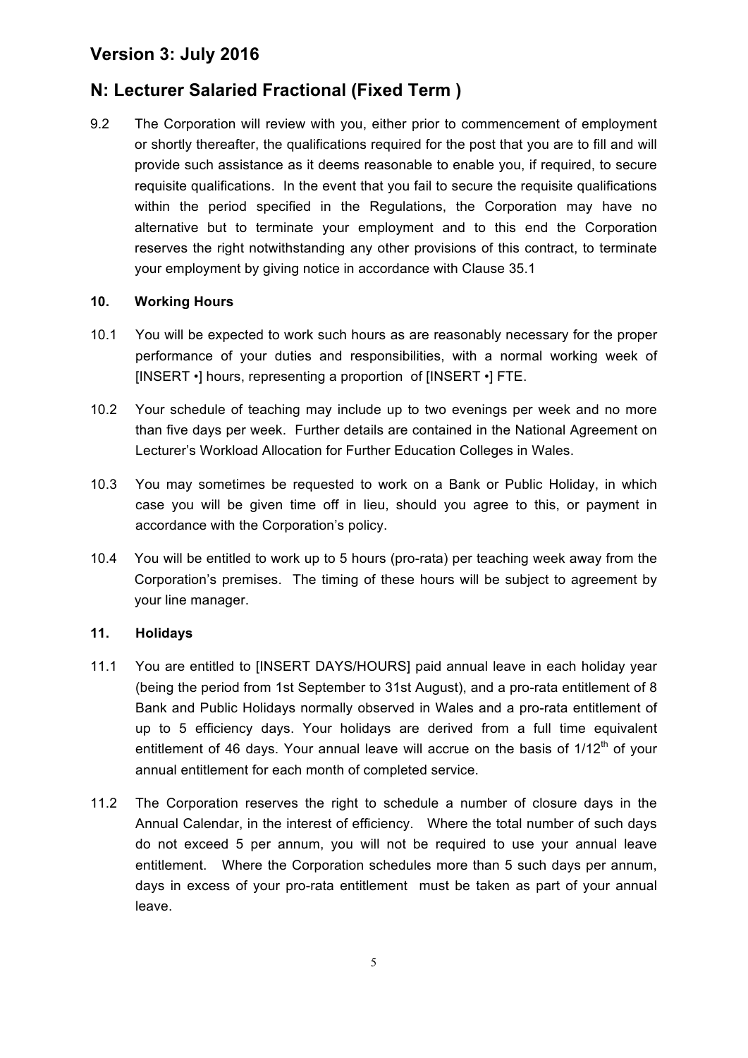## Version 3: July 2016

## N: Lecturer Salaried Fractional (Fixed Term )

9.2 The Corporation will review with you, either prior to commencement of employment or shortly thereafter, the qualifications required for the post that you are to fill and will provide such assistance as it deems reasonable to enable you, if required, to secure requisite qualifications. In the event that you fail to secure the requisite qualifications within the period specified in the Regulations, the Corporation may have no alternative but to terminate your employment and to this end the Corporation reserves the right notwithstanding any other provisions of this contract, to terminate your employment by giving notice in accordance with Clause 35.1

**10. Working Hours**

10.1 You will be expected to work such hours as are reasonably necessary for the proper performance of your duties and responsibilities, with a normal working week of [INSERT •] hours, representing a proportion of [INSERT •] FTE.

10.2 Your schedule of teaching may include up to two evenings per week and no more than five days per week. Further details are contained in the National Agreement on Lecturer's Workload Allocation for Further Education Colleges in Wales.

10.3 You may sometimes be requested to work on a Bank or Public Holiday, in which case you will be given time off in lieu, should you agree to this, or payment in accordance with the Corporation's policy.

10.4 You will be entitled to work up to 5 hours (pro-rata) per teaching week away from the Corporation's premises. The timing of these hours will be subject to agreement by your line manager.

**11. Holidays**

11.1 You are entitled to [INSERT DAYS/HOURS] paid annual leave in each holiday year (being the period from 1st September to 31st August), and a pro-rata entitlement of 8 Bank and Public Holidays normally observed in Wales and a pro-rata entitlement of up to 5 efficiency days. Your holidays are derived from a full time equivalent entitlement of 46 days. Your annual leave will accrue on the basis of 1/12th of your annual entitlement for each month of completed service.

11.2 The Corporation reserves the right to schedule a number of closure days in the Annual Calendar, in the interest of efficiency. Where the total number of such days do not exceed 5 per annum, you will not be required to use your annual leave entitlement. Where the Corporation schedules more than 5 such days per annum, days in excess of your pro-rata entitlement must be taken as part of your annual leave.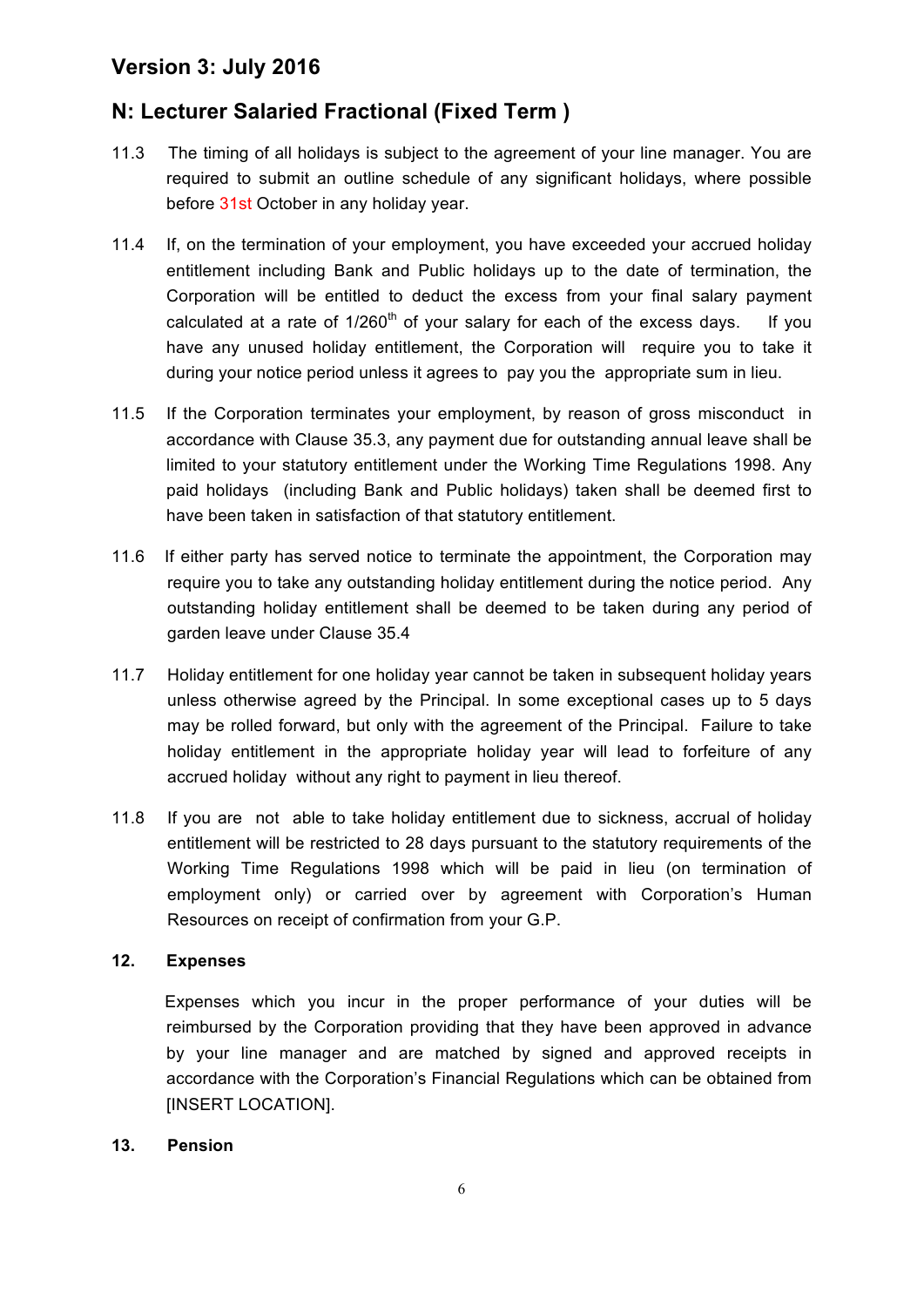## Version 3: July 2016

## N: Lecturer Salaried Fractional (Fixed Term )

11.3 The timing of all holidays is subject to the agreement of your line manager. You are required to submit an outline schedule of any significant holidays, where possible before 31st October in any holiday year.

11.4 If, on the termination of your employment, you have exceeded your accrued holiday entitlement including Bank and Public holidays up to the date of termination, the Corporation will be entitled to deduct the excess from your final salary payment calculated at a rate of 1/260th of your salary for each of the excess days. If you have any unused holiday entitlement, the Corporation will require you to take it during your notice period unless it agrees to pay you the appropriate sum in lieu.

11.5 If the Corporation terminates your employment, by reason of gross misconduct in accordance with Clause 35.3, any payment due for outstanding annual leave shall be limited to your statutory entitlement under the Working Time Regulations 1998. Any paid holidays (including Bank and Public holidays) taken shall be deemed first to have been taken in satisfaction of that statutory entitlement.

11.6 If either party has served notice to terminate the appointment, the Corporation may require you to take any outstanding holiday entitlement during the notice period. Any outstanding holiday entitlement shall be deemed to be taken during any period of garden leave under Clause 35.4

11.7 Holiday entitlement for one holiday year cannot be taken in subsequent holiday years unless otherwise agreed by the Principal. In some exceptional cases up to 5 days may be rolled forward, but only with the agreement of the Principal. Failure to take holiday entitlement in the appropriate holiday year will lead to forfeiture of any accrued holiday without any right to payment in lieu thereof.

11.8 If you are not able to take holiday entitlement due to sickness, accrual of holiday entitlement will be restricted to 28 days pursuant to the statutory requirements of the Working Time Regulations 1998 which will be paid in lieu (on termination of employment only) or carried over by agreement with Corporation's Human Resources on receipt of confirmation from your G.P.

### 12. Expenses

Expenses which you incur in the proper performance of your duties will be reimbursed by the Corporation providing that they have been approved in advance by your line manager and are matched by signed and approved receipts in accordance with the Corporation's Financial Regulations which can be obtained from [INSERT LOCATION].

### 13. Pension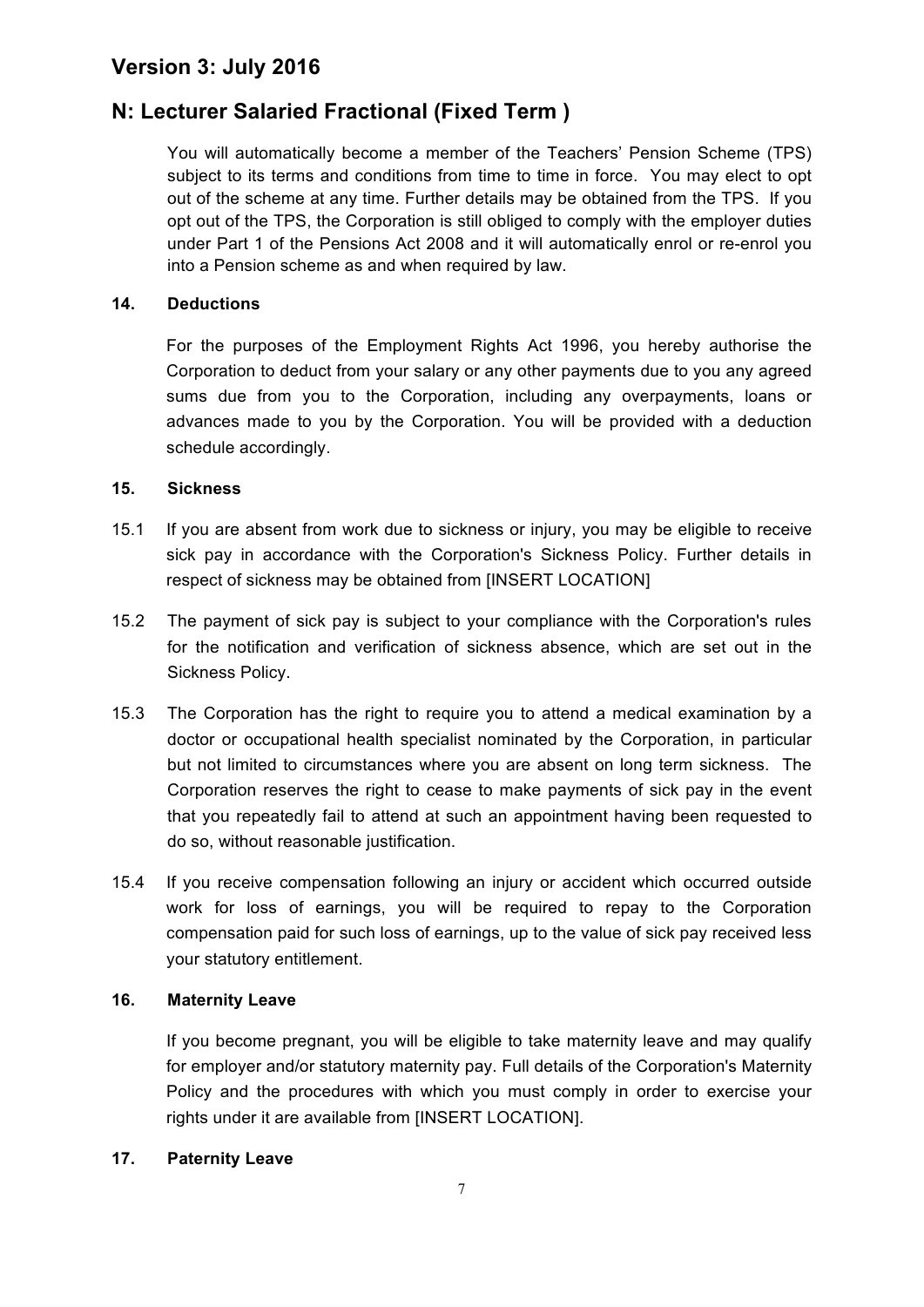Version 3: July 2016

## N: Lecturer Salaried Fractional (Fixed Term )

You will automatically become a member of the Teachers' Pension Scheme (TPS) subject to its terms and conditions from time to time in force. You may elect to opt out of the scheme at any time. Further details may be obtained from the TPS. If you opt out of the TPS, the Corporation is still obliged to comply with the employer duties under Part 1 of the Pensions Act 2008 and it will automatically enrol or re-enrol you into a Pension scheme as and when required by law.

### 14. Deductions

For the purposes of the Employment Rights Act 1996, you hereby authorise the Corporation to deduct from your salary or any other payments due to you any agreed sums due from you to the Corporation, including any overpayments, loans or advances made to you by the Corporation. You will be provided with a deduction schedule accordingly.

### 15. Sickness

15.1 If you are absent from work due to sickness or injury, you may be eligible to receive sick pay in accordance with the Corporation's Sickness Policy. Further details in respect of sickness may be obtained from [INSERT LOCATION]

15.2 The payment of sick pay is subject to your compliance with the Corporation's rules for the notification and verification of sickness absence, which are set out in the Sickness Policy.

15.3 The Corporation has the right to require you to attend a medical examination by a doctor or occupational health specialist nominated by the Corporation, in particular but not limited to circumstances where you are absent on long term sickness. The Corporation reserves the right to cease to make payments of sick pay in the event that you repeatedly fail to attend at such an appointment having been requested to do so, without reasonable justification.

15.4 If you receive compensation following an injury or accident which occurred outside work for loss of earnings, you will be required to repay to the Corporation compensation paid for such loss of earnings, up to the value of sick pay received less your statutory entitlement.

### 16. Maternity Leave

If you become pregnant, you will be eligible to take maternity leave and may qualify for employer and/or statutory maternity pay. Full details of the Corporation's Maternity Policy and the procedures with which you must comply in order to exercise your rights under it are available from [INSERT LOCATION].

### 17. Paternity Leave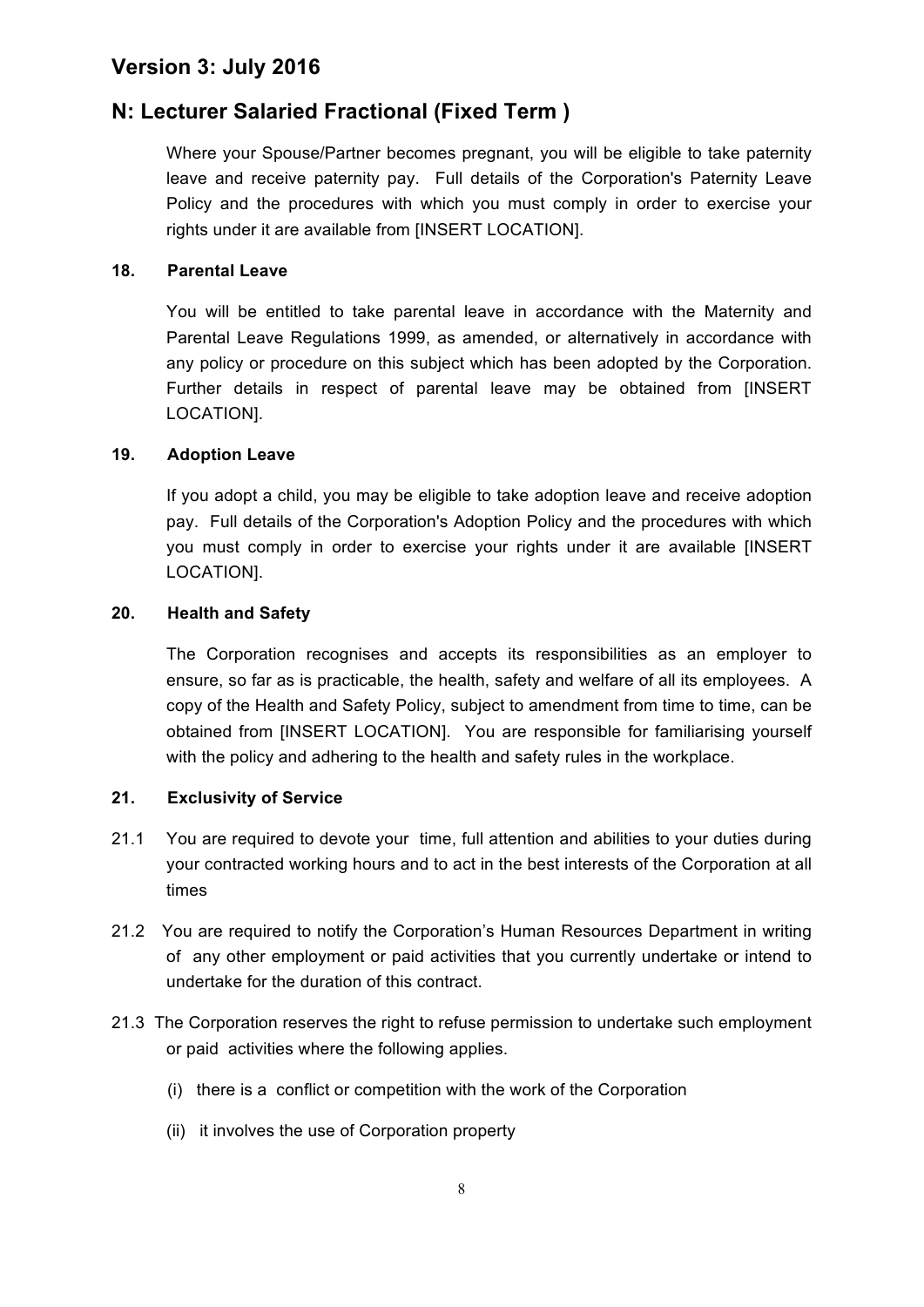## Version 3: July 2016

## N: Lecturer Salaried Fractional (Fixed Term )

Where your Spouse/Partner becomes pregnant, you will be eligible to take paternity leave and receive paternity pay. Full details of the Corporation's Paternity Leave Policy and the procedures with which you must comply in order to exercise your rights under it are available from [INSERT LOCATION].

**18. Parental Leave**

You will be entitled to take parental leave in accordance with the Maternity and Parental Leave Regulations 1999, as amended, or alternatively in accordance with any policy or procedure on this subject which has been adopted by the Corporation. Further details in respect of parental leave may be obtained from [INSERT LOCATION].

**19. Adoption Leave**

If you adopt a child, you may be eligible to take adoption leave and receive adoption pay. Full details of the Corporation's Adoption Policy and the procedures with which you must comply in order to exercise your rights under it are available [INSERT LOCATION].

**20. Health and Safety**

The Corporation recognises and accepts its responsibilities as an employer to ensure, so far as is practicable, the health, safety and welfare of all its employees. A copy of the Health and Safety Policy, subject to amendment from time to time, can be obtained from [INSERT LOCATION]. You are responsible for familiarising yourself with the policy and adhering to the health and safety rules in the workplace.

**21. Exclusivity of Service**

21.1 You are required to devote your time, full attention and abilities to your duties during your contracted working hours and to act in the best interests of the Corporation at all times

21.2 You are required to notify the Corporation's Human Resources Department in writing of any other employment or paid activities that you currently undertake or intend to undertake for the duration of this contract.

21.3 The Corporation reserves the right to refuse permission to undertake such employment or paid activities where the following applies.

(i) there is a conflict or competition with the work of the Corporation

(ii) it involves the use of Corporation property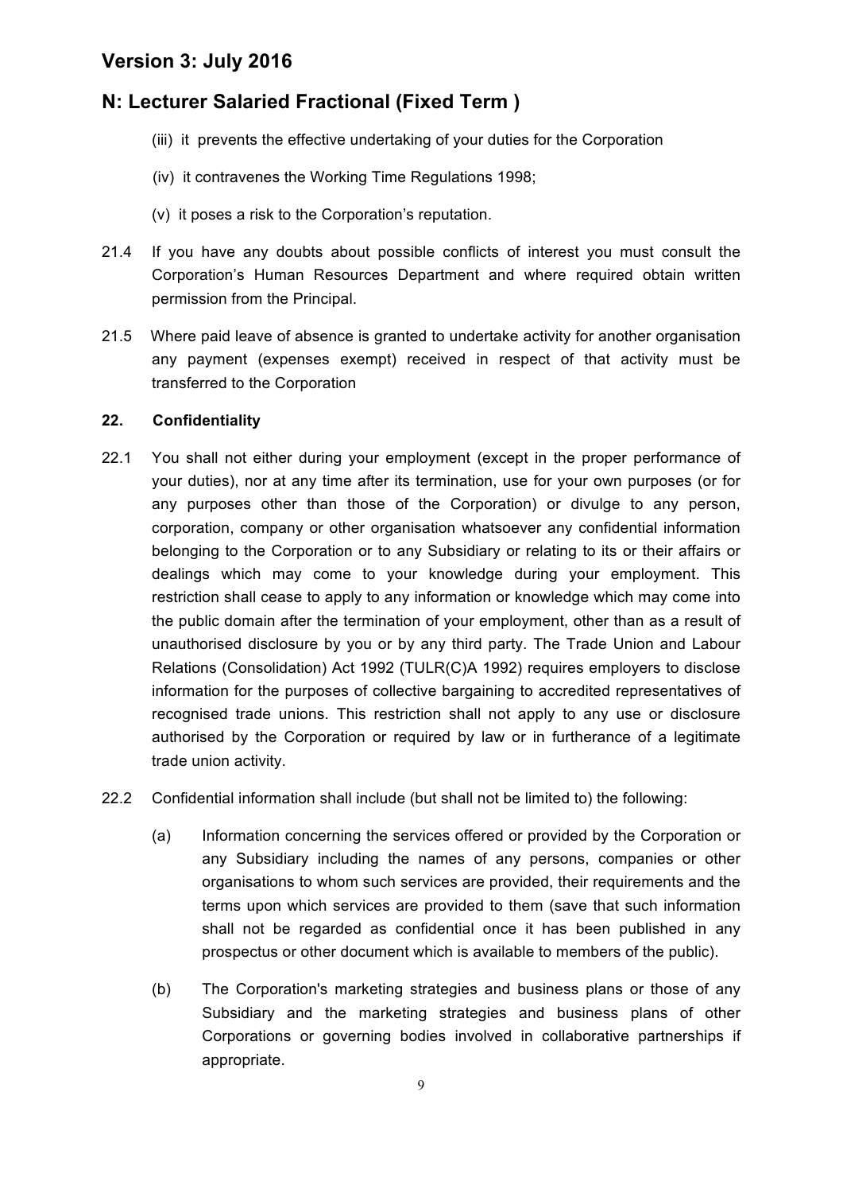(iii) it prevents the effective undertaking of your duties for the Corporation

(iv) it contravenes the Working Time Regulations 1998;

(v) it poses a risk to the Corporation's reputation.

21.4 If you have any doubts about possible conflicts of interest you must consult the Corporation's Human Resources Department and where required obtain written permission from the Principal.

21.5 Where paid leave of absence is granted to undertake activity for another organisation any payment (expenses exempt) received in respect of that activity must be transferred to the Corporation

**22. Confidentiality**

22.1 You shall not either during your employment (except in the proper performance of your duties), nor at any time after its termination, use for your own purposes (or for any purposes other than those of the Corporation) or divulge to any person, corporation, company or other organisation whatsoever any confidential information belonging to the Corporation or to any Subsidiary or relating to its or their affairs or dealings which may come to your knowledge during your employment. This restriction shall cease to apply to any information or knowledge which may come into the public domain after the termination of your employment, other than as a result of unauthorised disclosure by you or by any third party. The Trade Union and Labour Relations (Consolidation) Act 1992 (TULR(C)A 1992) requires employers to disclose information for the purposes of collective bargaining to accredited representatives of recognised trade unions. This restriction shall not apply to any use or disclosure authorised by the Corporation or required by law or in furtherance of a legitimate trade union activity.

22.2 Confidential information shall include (but shall not be limited to) the following:

(a) Information concerning the services offered or provided by the Corporation or any Subsidiary including the names of any persons, companies or other organisations to whom such services are provided, their requirements and the terms upon which services are provided to them (save that such information shall not be regarded as confidential once it has been published in any prospectus or other document which is available to members of the public).

(b) The Corporation's marketing strategies and business plans or those of any Subsidiary and the marketing strategies and business plans of other Corporations or governing bodies involved in collaborative partnerships if appropriate.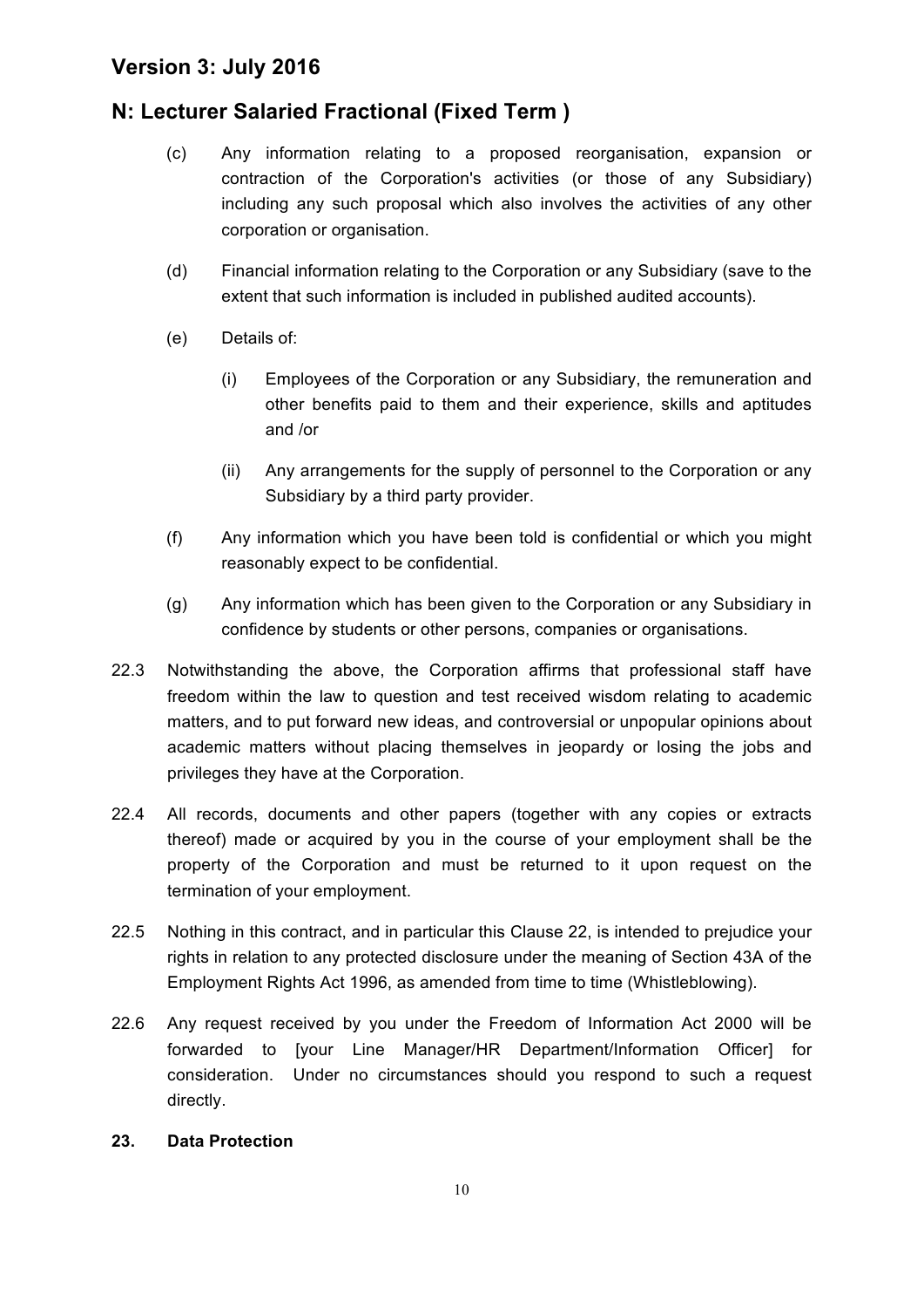(c) Any information relating to a proposed reorganisation, expansion or contraction of the Corporation's activities (or those of any Subsidiary) including any such proposal which also involves the activities of any other corporation or organisation.

(d) Financial information relating to the Corporation or any Subsidiary (save to the extent that such information is included in published audited accounts).

(e) Details of:

  (i) Employees of the Corporation or any Subsidiary, the remuneration and other benefits paid to them and their experience, skills and aptitudes and /or

  (ii) Any arrangements for the supply of personnel to the Corporation or any Subsidiary by a third party provider.

(f) Any information which you have been told is confidential or which you might reasonably expect to be confidential.

(g) Any information which has been given to the Corporation or any Subsidiary in confidence by students or other persons, companies or organisations.

22.3 Notwithstanding the above, the Corporation affirms that professional staff have freedom within the law to question and test received wisdom relating to academic matters, and to put forward new ideas, and controversial or unpopular opinions about academic matters without placing themselves in jeopardy or losing the jobs and privileges they have at the Corporation.

22.4 All records, documents and other papers (together with any copies or extracts thereof) made or acquired by you in the course of your employment shall be the property of the Corporation and must be returned to it upon request on the termination of your employment.

22.5 Nothing in this contract, and in particular this Clause 22, is intended to prejudice your rights in relation to any protected disclosure under the meaning of Section 43A of the Employment Rights Act 1996, as amended from time to time (Whistleblowing).

22.6 Any request received by you under the Freedom of Information Act 2000 will be forwarded to [your Line Manager/HR Department/Information Officer] for consideration. Under no circumstances should you respond to such a request directly.

**23. Data Protection**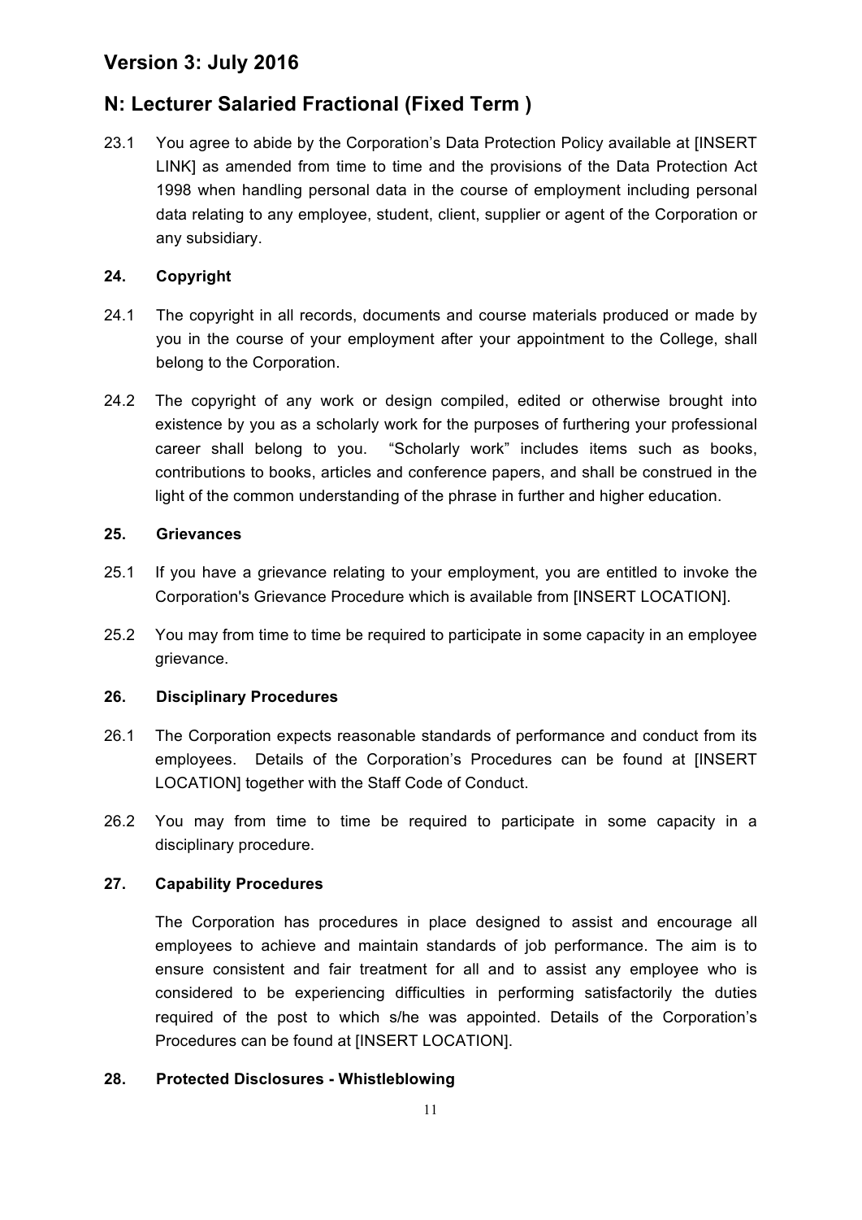## Version 3: July 2016

## N: Lecturer Salaried Fractional (Fixed Term )

23.1 You agree to abide by the Corporation's Data Protection Policy available at [INSERT LINK] as amended from time to time and the provisions of the Data Protection Act 1998 when handling personal data in the course of employment including personal data relating to any employee, student, client, supplier or agent of the Corporation or any subsidiary.

**24. Copyright**

24.1 The copyright in all records, documents and course materials produced or made by you in the course of your employment after your appointment to the College, shall belong to the Corporation.

24.2 The copyright of any work or design compiled, edited or otherwise brought into existence by you as a scholarly work for the purposes of furthering your professional career shall belong to you. "Scholarly work" includes items such as books, contributions to books, articles and conference papers, and shall be construed in the light of the common understanding of the phrase in further and higher education.

**25. Grievances**

25.1 If you have a grievance relating to your employment, you are entitled to invoke the Corporation's Grievance Procedure which is available from [INSERT LOCATION].

25.2 You may from time to time be required to participate in some capacity in an employee grievance.

**26. Disciplinary Procedures**

26.1 The Corporation expects reasonable standards of performance and conduct from its employees. Details of the Corporation's Procedures can be found at [INSERT LOCATION] together with the Staff Code of Conduct.

26.2 You may from time to time be required to participate in some capacity in a disciplinary procedure.

**27. Capability Procedures**

The Corporation has procedures in place designed to assist and encourage all employees to achieve and maintain standards of job performance. The aim is to ensure consistent and fair treatment for all and to assist any employee who is considered to be experiencing difficulties in performing satisfactorily the duties required of the post to which s/he was appointed. Details of the Corporation's Procedures can be found at [INSERT LOCATION].

**28. Protected Disclosures - Whistleblowing**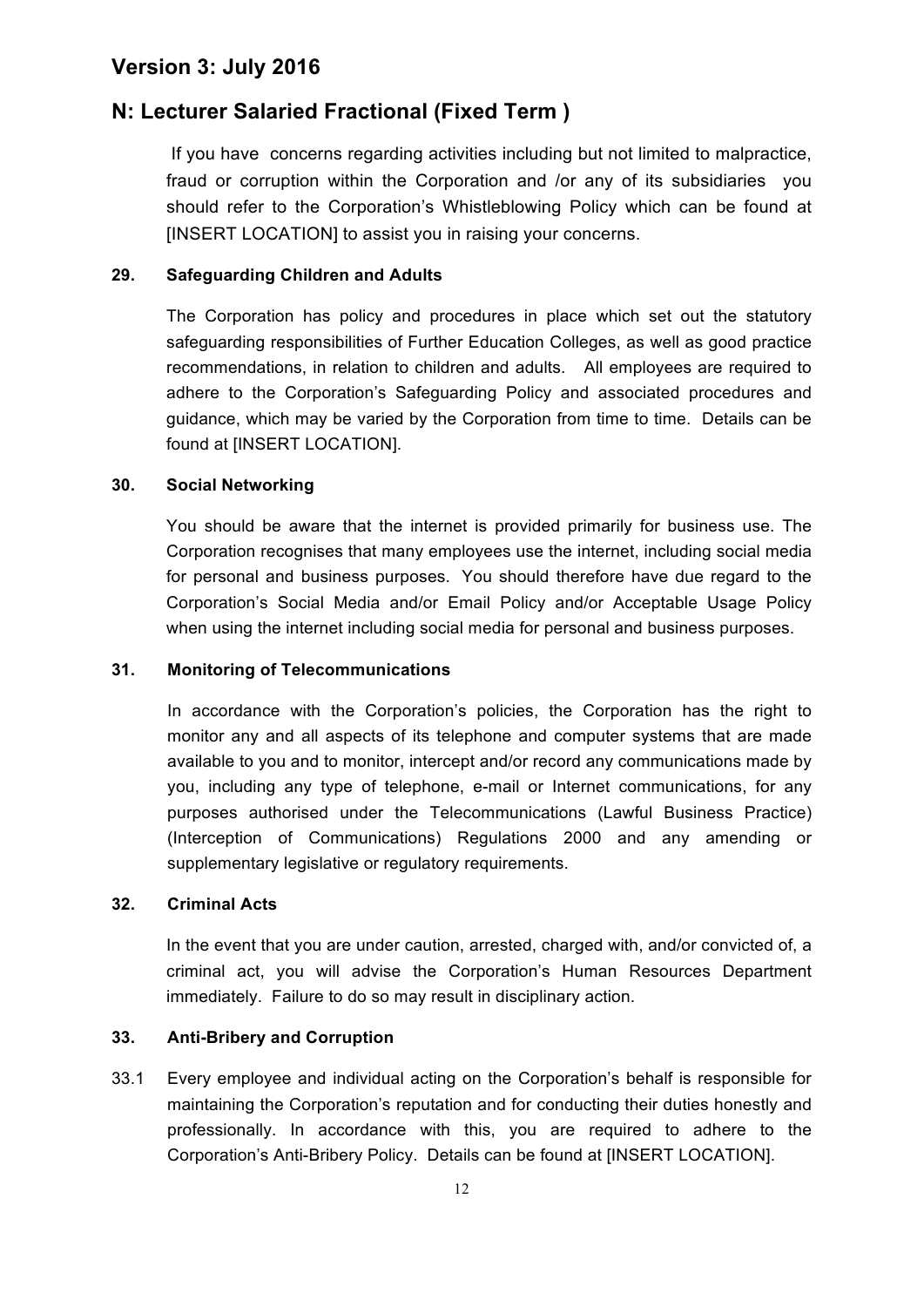# Version 3: July 2016

# N: Lecturer Salaried Fractional (Fixed Term )

If you have concerns regarding activities including but not limited to malpractice, fraud or corruption within the Corporation and /or any of its subsidiaries you should refer to the Corporation's Whistleblowing Policy which can be found at [INSERT LOCATION] to assist you in raising your concerns.

### 29. Safeguarding Children and Adults

The Corporation has policy and procedures in place which set out the statutory safeguarding responsibilities of Further Education Colleges, as well as good practice recommendations, in relation to children and adults. All employees are required to adhere to the Corporation's Safeguarding Policy and associated procedures and guidance, which may be varied by the Corporation from time to time. Details can be found at [INSERT LOCATION].

### 30. Social Networking

You should be aware that the internet is provided primarily for business use. The Corporation recognises that many employees use the internet, including social media for personal and business purposes. You should therefore have due regard to the Corporation's Social Media and/or Email Policy and/or Acceptable Usage Policy when using the internet including social media for personal and business purposes.

### 31. Monitoring of Telecommunications

In accordance with the Corporation's policies, the Corporation has the right to monitor any and all aspects of its telephone and computer systems that are made available to you and to monitor, intercept and/or record any communications made by you, including any type of telephone, e-mail or Internet communications, for any purposes authorised under the Telecommunications (Lawful Business Practice) (Interception of Communications) Regulations 2000 and any amending or supplementary legislative or regulatory requirements.

### 32. Criminal Acts

In the event that you are under caution, arrested, charged with, and/or convicted of, a criminal act, you will advise the Corporation's Human Resources Department immediately. Failure to do so may result in disciplinary action.

### 33. Anti-Bribery and Corruption

33.1 Every employee and individual acting on the Corporation's behalf is responsible for maintaining the Corporation's reputation and for conducting their duties honestly and professionally. In accordance with this, you are required to adhere to the Corporation's Anti-Bribery Policy. Details can be found at [INSERT LOCATION].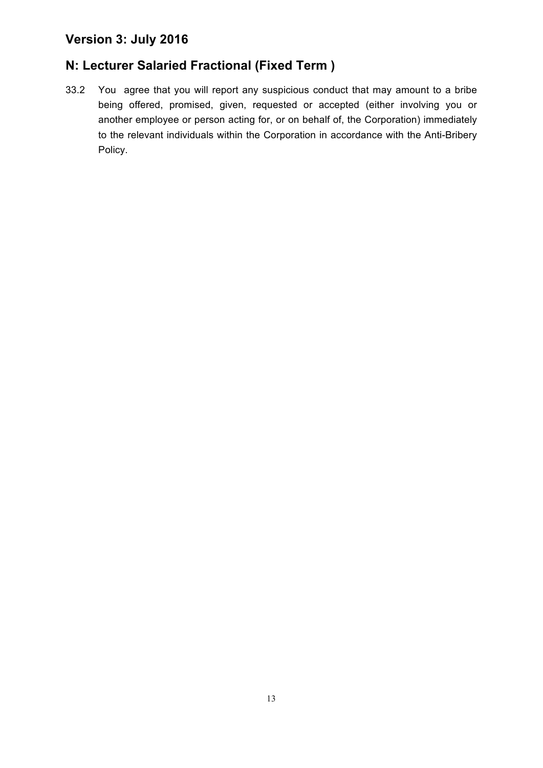## Version 3: July 2016

## N: Lecturer Salaried Fractional (Fixed Term )

33.2 You agree that you will report any suspicious conduct that may amount to a bribe being offered, promised, given, requested or accepted (either involving you or another employee or person acting for, or on behalf of, the Corporation) immediately to the relevant individuals within the Corporation in accordance with the Anti-Bribery Policy.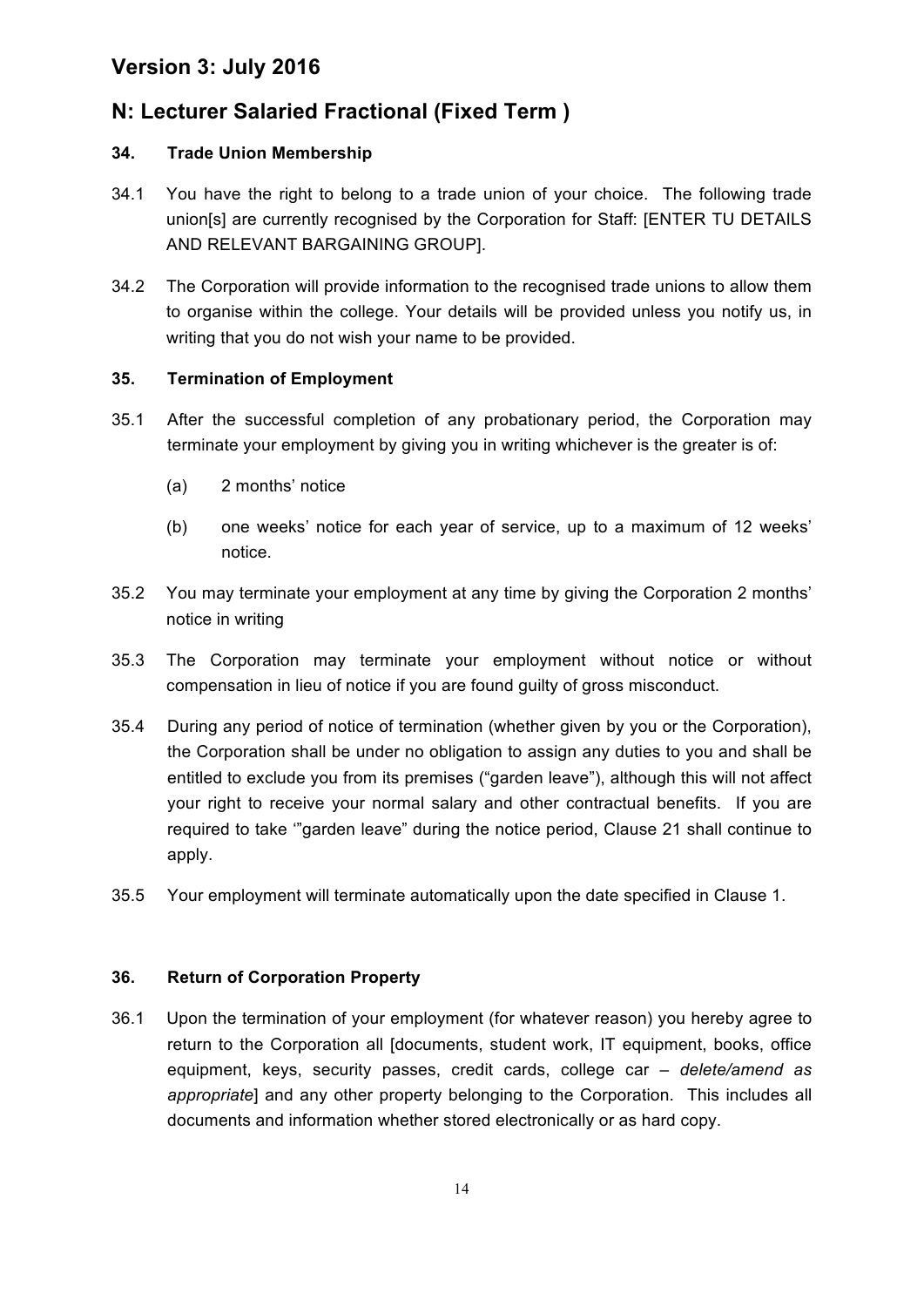# Version 3: July 2016

# N: Lecturer Salaried Fractional (Fixed Term )

### 34. Trade Union Membership

34.1 You have the right to belong to a trade union of your choice. The following trade union[s] are currently recognised by the Corporation for Staff: [ENTER TU DETAILS AND RELEVANT BARGAINING GROUP].

34.2 The Corporation will provide information to the recognised trade unions to allow them to organise within the college. Your details will be provided unless you notify us, in writing that you do not wish your name to be provided.

### 35. Termination of Employment

35.1 After the successful completion of any probationary period, the Corporation may terminate your employment by giving you in writing whichever is the greater is of:

(a) 2 months' notice

(b) one weeks' notice for each year of service, up to a maximum of 12 weeks' notice.

35.2 You may terminate your employment at any time by giving the Corporation 2 months' notice in writing

35.3 The Corporation may terminate your employment without notice or without compensation in lieu of notice if you are found guilty of gross misconduct.

35.4 During any period of notice of termination (whether given by you or the Corporation), the Corporation shall be under no obligation to assign any duties to you and shall be entitled to exclude you from its premises ("garden leave"), although this will not affect your right to receive your normal salary and other contractual benefits. If you are required to take '"garden leave" during the notice period, Clause 21 shall continue to apply.

35.5 Your employment will terminate automatically upon the date specified in Clause 1.

### 36. Return of Corporation Property

36.1 Upon the termination of your employment (for whatever reason) you hereby agree to return to the Corporation all [documents, student work, IT equipment, books, office equipment, keys, security passes, credit cards, college car – *delete/amend as appropriate*] and any other property belonging to the Corporation. This includes all documents and information whether stored electronically or as hard copy.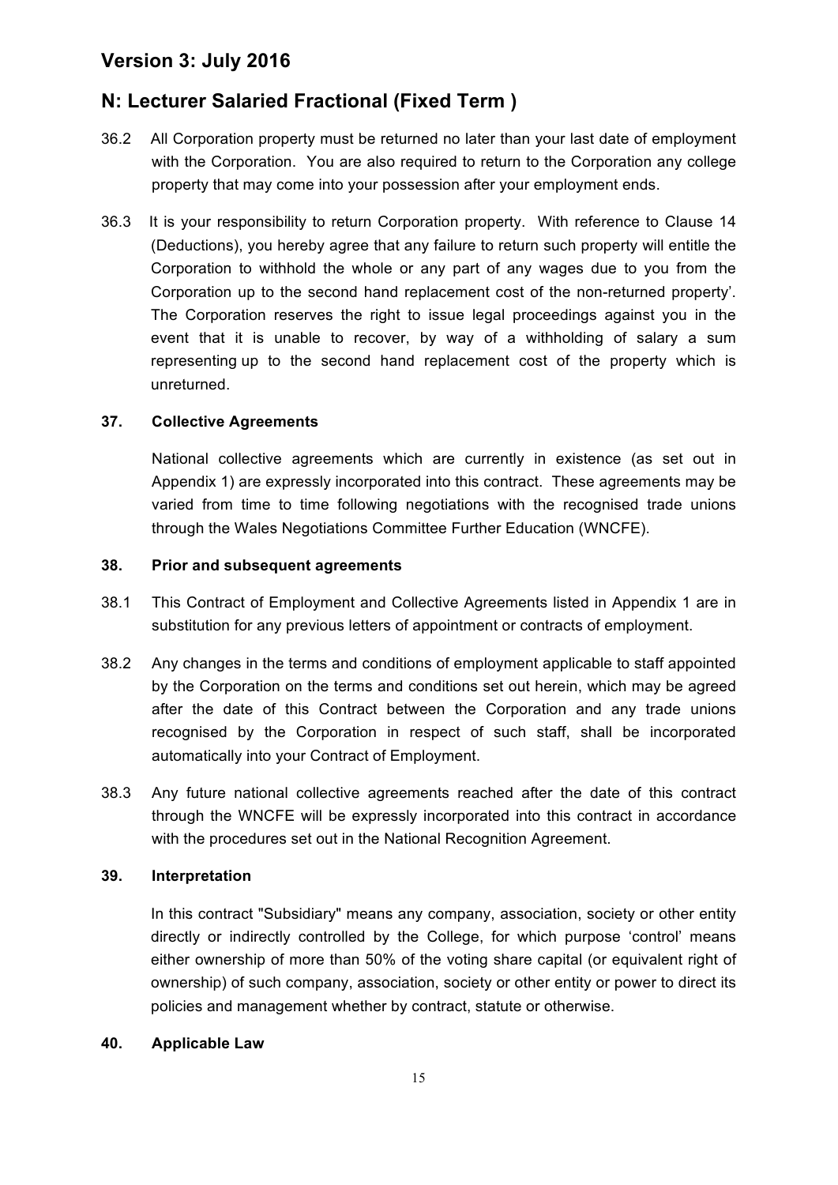36.2 All Corporation property must be returned no later than your last date of employment with the Corporation. You are also required to return to the Corporation any college property that may come into your possession after your employment ends.

36.3 It is your responsibility to return Corporation property. With reference to Clause 14 (Deductions), you hereby agree that any failure to return such property will entitle the Corporation to withhold the whole or any part of any wages due to you from the Corporation up to the second hand replacement cost of the non-returned property'. The Corporation reserves the right to issue legal proceedings against you in the event that it is unable to recover, by way of a withholding of salary a sum representing up to the second hand replacement cost of the property which is unreturned.

**37. Collective Agreements**

National collective agreements which are currently in existence (as set out in Appendix 1) are expressly incorporated into this contract. These agreements may be varied from time to time following negotiations with the recognised trade unions through the Wales Negotiations Committee Further Education (WNCFE).

**38. Prior and subsequent agreements**

38.1 This Contract of Employment and Collective Agreements listed in Appendix 1 are in substitution for any previous letters of appointment or contracts of employment.

38.2 Any changes in the terms and conditions of employment applicable to staff appointed by the Corporation on the terms and conditions set out herein, which may be agreed after the date of this Contract between the Corporation and any trade unions recognised by the Corporation in respect of such staff, shall be incorporated automatically into your Contract of Employment.

38.3 Any future national collective agreements reached after the date of this contract through the WNCFE will be expressly incorporated into this contract in accordance with the procedures set out in the National Recognition Agreement.

**39. Interpretation**

In this contract "Subsidiary" means any company, association, society or other entity directly or indirectly controlled by the College, for which purpose 'control' means either ownership of more than 50% of the voting share capital (or equivalent right of ownership) of such company, association, society or other entity or power to direct its policies and management whether by contract, statute or otherwise.

**40. Applicable Law**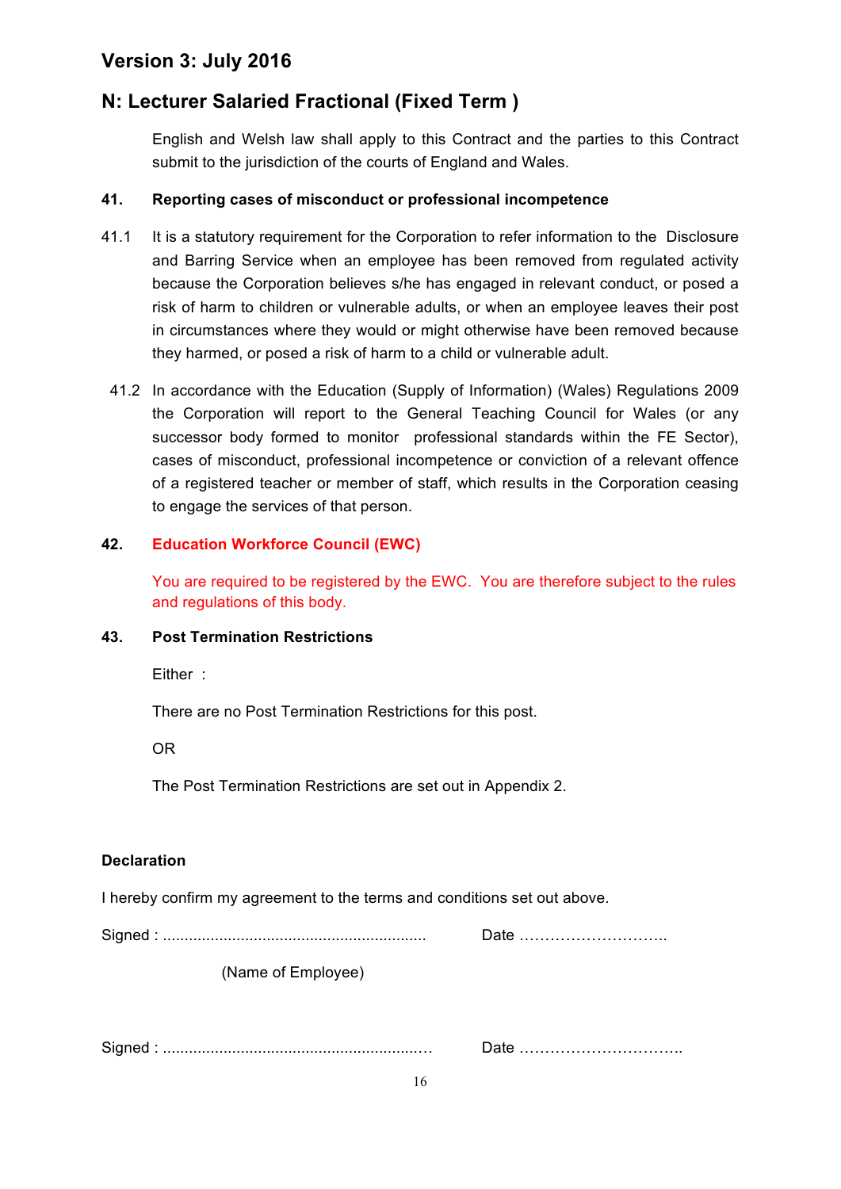## Version 3: July 2016

## N: Lecturer Salaried Fractional (Fixed Term )

English and Welsh law shall apply to this Contract and the parties to this Contract submit to the jurisdiction of the courts of England and Wales.

**41. Reporting cases of misconduct or professional incompetence**

41.1 It is a statutory requirement for the Corporation to refer information to the Disclosure and Barring Service when an employee has been removed from regulated activity because the Corporation believes s/he has engaged in relevant conduct, or posed a risk of harm to children or vulnerable adults, or when an employee leaves their post in circumstances where they would or might otherwise have been removed because they harmed, or posed a risk of harm to a child or vulnerable adult.

41.2 In accordance with the Education (Supply of Information) (Wales) Regulations 2009 the Corporation will report to the General Teaching Council for Wales (or any successor body formed to monitor professional standards within the FE Sector), cases of misconduct, professional incompetence or conviction of a relevant offence of a registered teacher or member of staff, which results in the Corporation ceasing to engage the services of that person.

**42. Education Workforce Council (EWC)**

You are required to be registered by the EWC. You are therefore subject to the rules and regulations of this body.

**43. Post Termination Restrictions**

Either :

There are no Post Termination Restrictions for this post.

OR

The Post Termination Restrictions are set out in Appendix 2.

**Declaration**

I hereby confirm my agreement to the terms and conditions set out above.

Signed : ............................................................. Date ………………………..

(Name of Employee)

Signed : ............................................................… Date …………………………..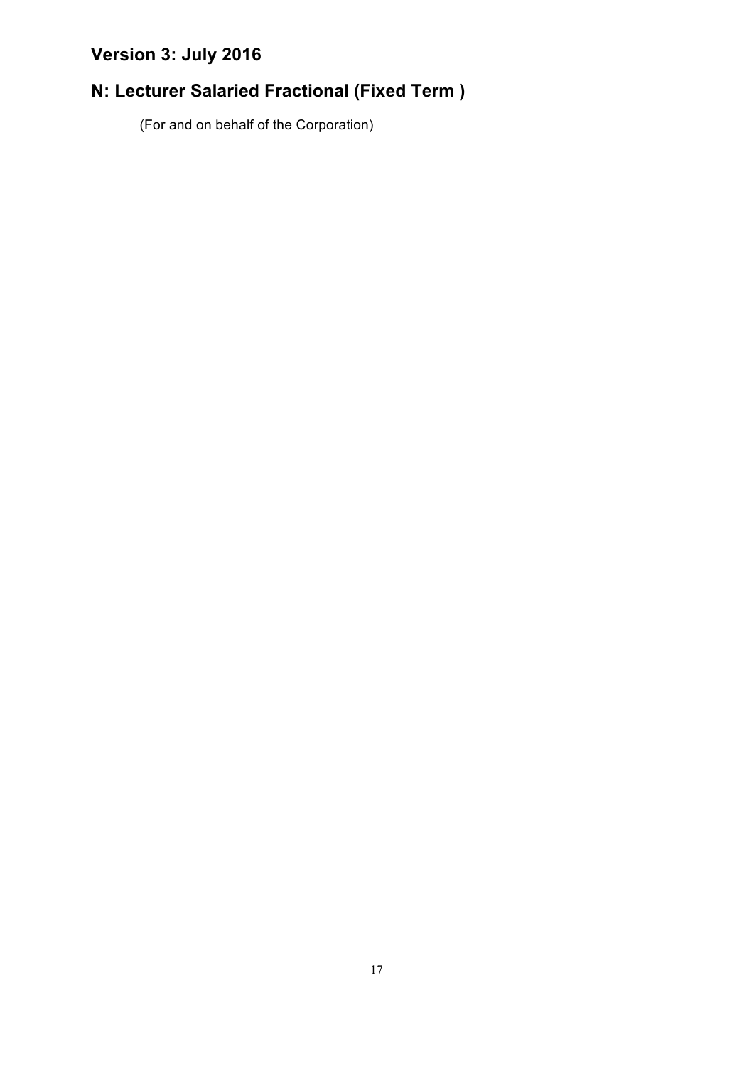## Version 3: July 2016

## N: Lecturer Salaried Fractional (Fixed Term )

(For and on behalf of the Corporation)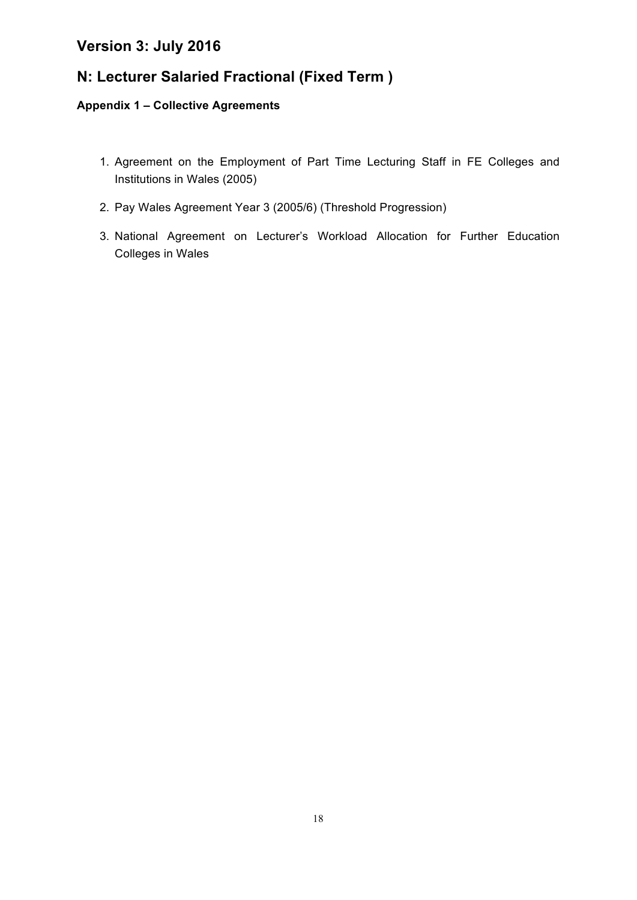## Version 3: July 2016

## N: Lecturer Salaried Fractional (Fixed Term )

### Appendix 1 – Collective Agreements

1. Agreement on the Employment of Part Time Lecturing Staff in FE Colleges and Institutions in Wales (2005)
2. Pay Wales Agreement Year 3 (2005/6) (Threshold Progression)
3. National Agreement on Lecturer's Workload Allocation for Further Education Colleges in Wales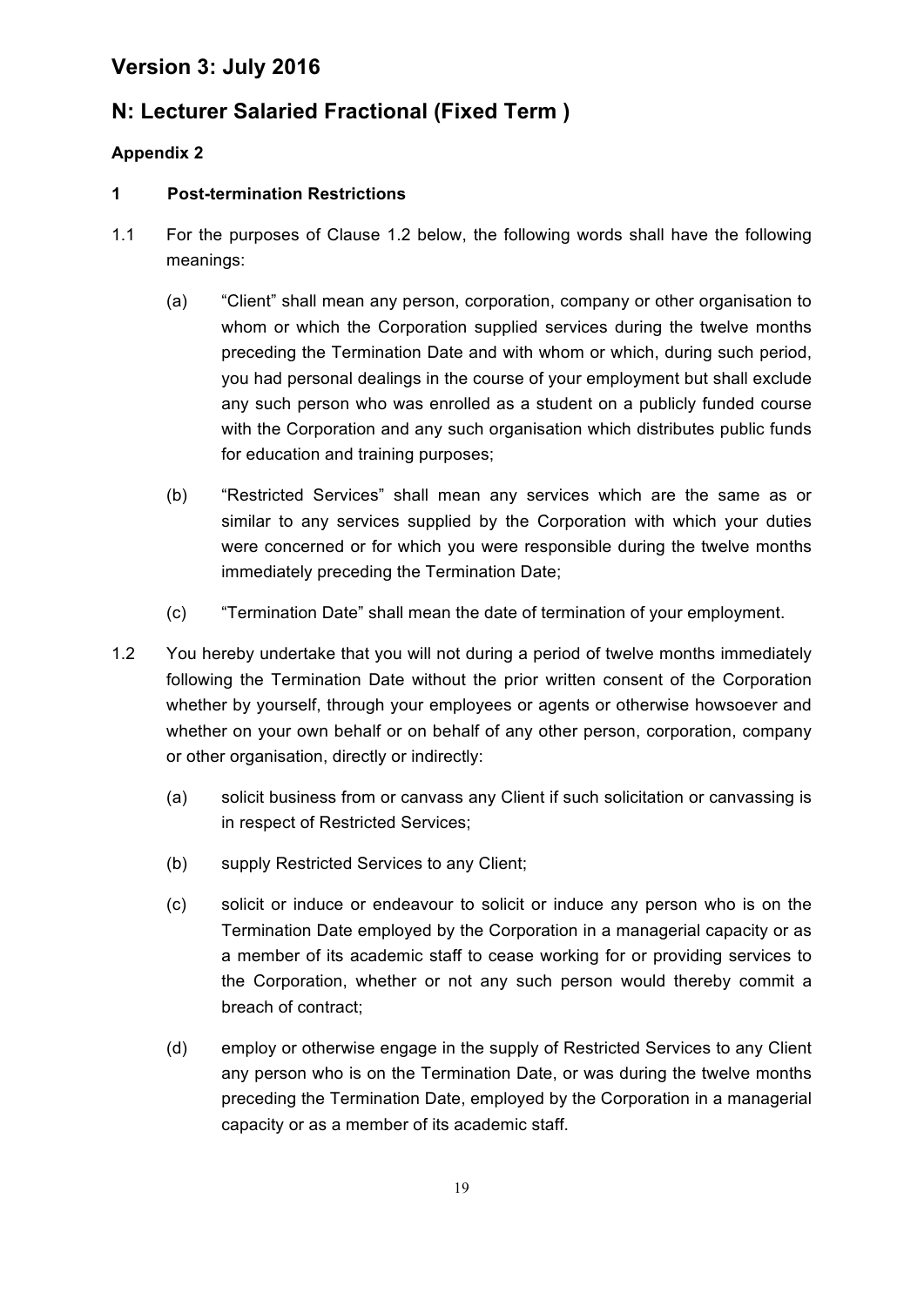# Version 3: July 2016

## N: Lecturer Salaried Fractional (Fixed Term )

### Appendix 2

### 1 Post-termination Restrictions

1.1 For the purposes of Clause 1.2 below, the following words shall have the following meanings:

(a) "Client" shall mean any person, corporation, company or other organisation to whom or which the Corporation supplied services during the twelve months preceding the Termination Date and with whom or which, during such period, you had personal dealings in the course of your employment but shall exclude any such person who was enrolled as a student on a publicly funded course with the Corporation and any such organisation which distributes public funds for education and training purposes;

(b) "Restricted Services" shall mean any services which are the same as or similar to any services supplied by the Corporation with which your duties were concerned or for which you were responsible during the twelve months immediately preceding the Termination Date;

(c) "Termination Date" shall mean the date of termination of your employment.

1.2 You hereby undertake that you will not during a period of twelve months immediately following the Termination Date without the prior written consent of the Corporation whether by yourself, through your employees or agents or otherwise howsoever and whether on your own behalf or on behalf of any other person, corporation, company or other organisation, directly or indirectly:

(a) solicit business from or canvass any Client if such solicitation or canvassing is in respect of Restricted Services;

(b) supply Restricted Services to any Client;

(c) solicit or induce or endeavour to solicit or induce any person who is on the Termination Date employed by the Corporation in a managerial capacity or as a member of its academic staff to cease working for or providing services to the Corporation, whether or not any such person would thereby commit a breach of contract;

(d) employ or otherwise engage in the supply of Restricted Services to any Client any person who is on the Termination Date, or was during the twelve months preceding the Termination Date, employed by the Corporation in a managerial capacity or as a member of its academic staff.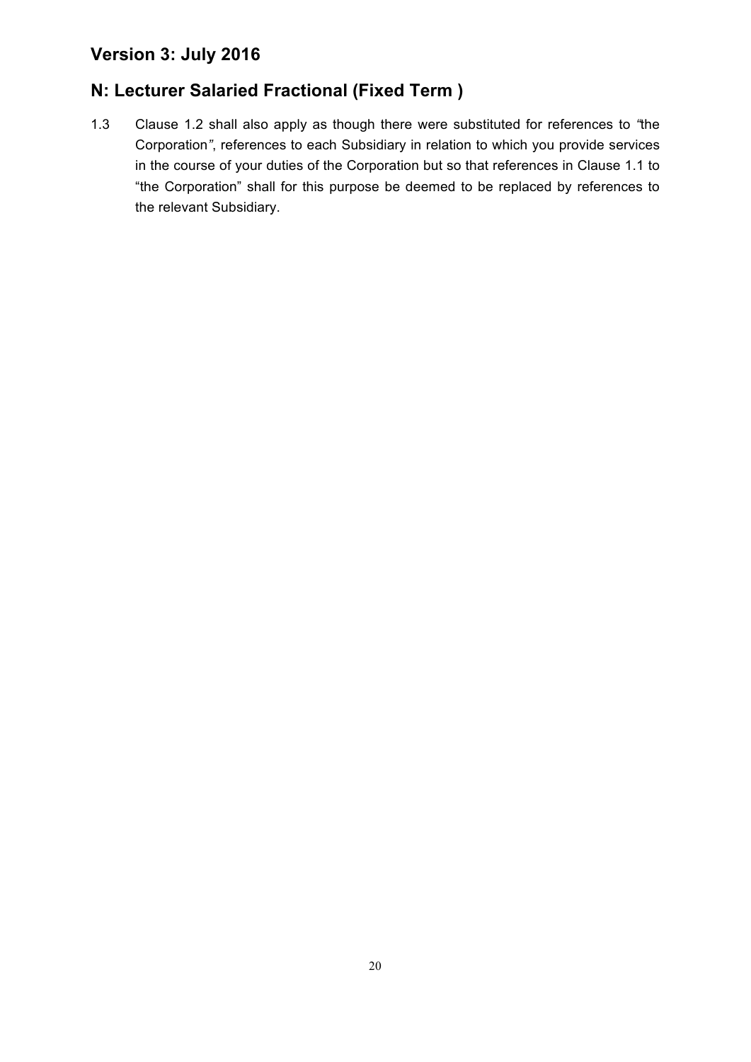## Version 3: July 2016

## N: Lecturer Salaried Fractional (Fixed Term )

1.3 Clause 1.2 shall also apply as though there were substituted for references to "the Corporation", references to each Subsidiary in relation to which you provide services in the course of your duties of the Corporation but so that references in Clause 1.1 to "the Corporation" shall for this purpose be deemed to be replaced by references to the relevant Subsidiary.